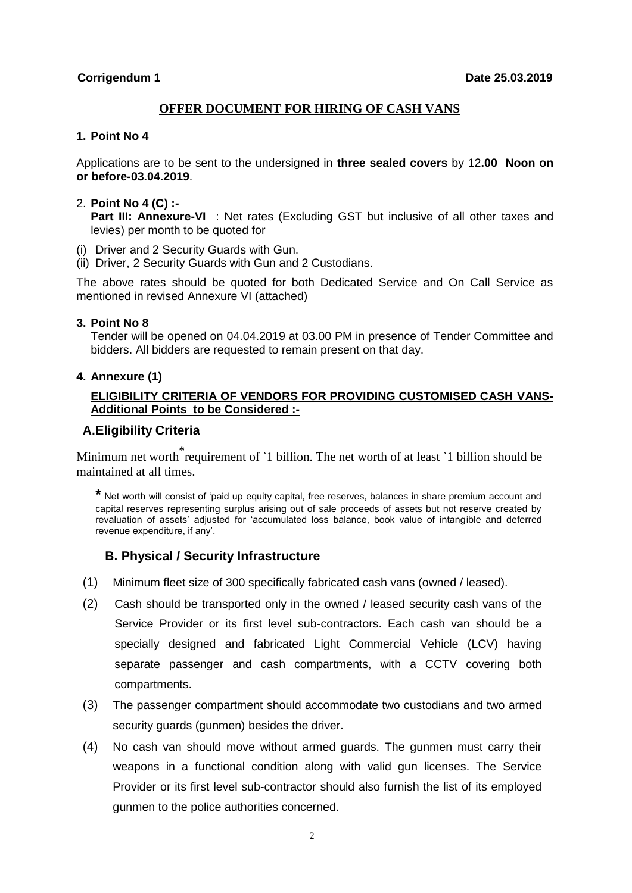**Corrigendum 1** **Date 25.03.2019**

## OFFER DOCUMENT FOR HIRING OF CASH VANS

**1. Point No 4**

Applications are to be sent to the undersigned in **three sealed covers** by 12**.00 Noon on or before-03.04.2019**.

2. **Point No 4 (C) :-**
**Part III: Annexure-VI** : Net rates (Excluding GST but inclusive of all other taxes and levies) per month to be quoted for

(i) Driver and 2 Security Guards with Gun.
(ii) Driver, 2 Security Guards with Gun and 2 Custodians.

The above rates should be quoted for both Dedicated Service and On Call Service as mentioned in revised Annexure VI (attached)

**3. Point No 8**

Tender will be opened on 04.04.2019 at 03.00 PM in presence of Tender Committee and bidders. All bidders are requested to remain present on that day.

**4. Annexure (1)**

**ELIGIBILITY CRITERIA OF VENDORS FOR PROVIDING CUSTOMISED CASH VANS- Additional Points to be Considered :-**

### A.Eligibility Criteria

Minimum net worth* requirement of `1 billion. The net worth of at least `1 billion should be maintained at all times.

* Net worth will consist of 'paid up equity capital, free reserves, balances in share premium account and capital reserves representing surplus arising out of sale proceeds of assets but not reserve created by revaluation of assets' adjusted for 'accumulated loss balance, book value of intangible and deferred revenue expenditure, if any'.

### B. Physical / Security Infrastructure

(1) Minimum fleet size of 300 specifically fabricated cash vans (owned / leased).

(2) Cash should be transported only in the owned / leased security cash vans of the Service Provider or its first level sub-contractors. Each cash van should be a specially designed and fabricated Light Commercial Vehicle (LCV) having separate passenger and cash compartments, with a CCTV covering both compartments.

(3) The passenger compartment should accommodate two custodians and two armed security guards (gunmen) besides the driver.

(4) No cash van should move without armed guards. The gunmen must carry their weapons in a functional condition along with valid gun licenses. The Service Provider or its first level sub-contractor should also furnish the list of its employed gunmen to the police authorities concerned.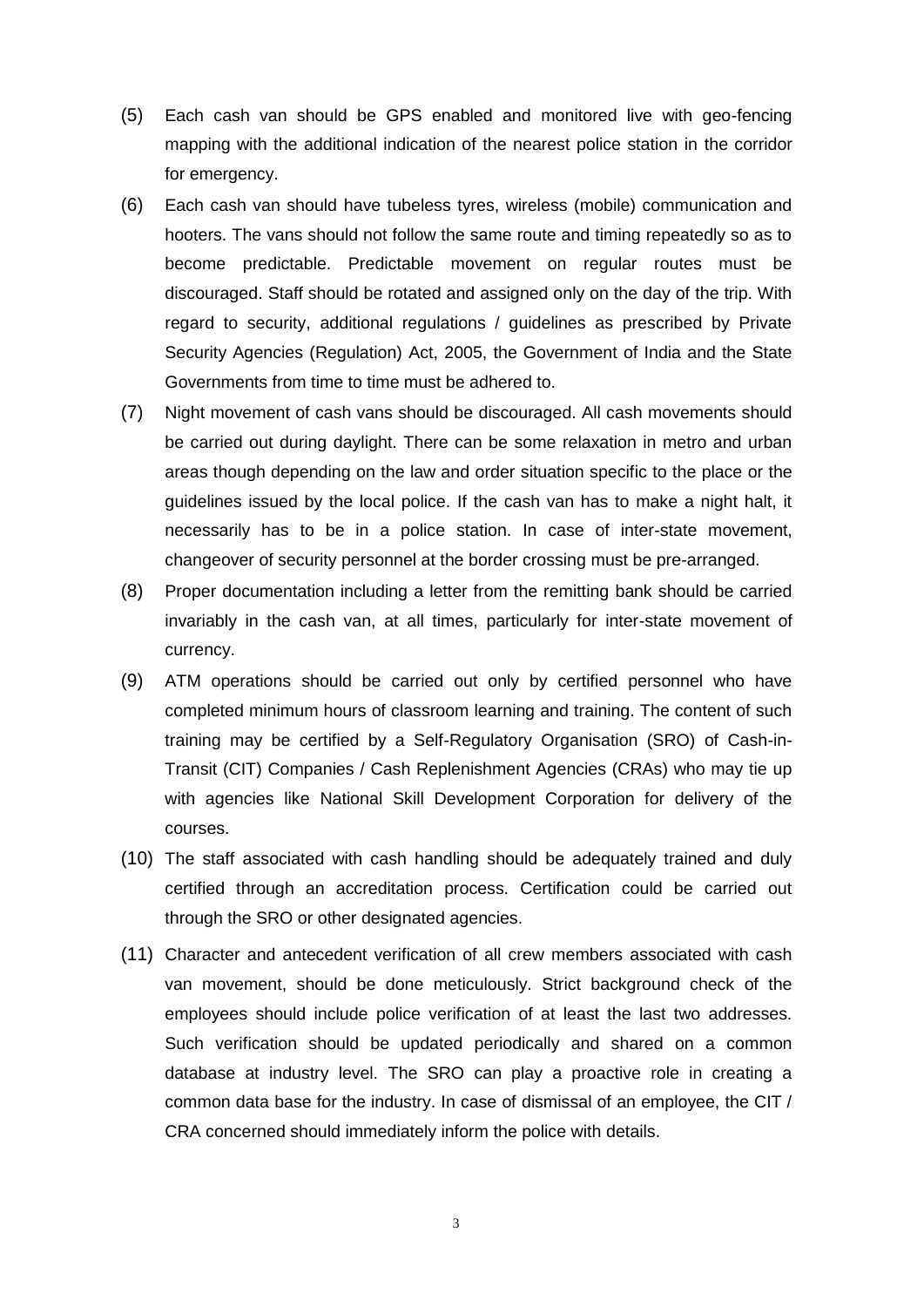(5) Each cash van should be GPS enabled and monitored live with geo-fencing mapping with the additional indication of the nearest police station in the corridor for emergency.

(6) Each cash van should have tubeless tyres, wireless (mobile) communication and hooters. The vans should not follow the same route and timing repeatedly so as to become predictable. Predictable movement on regular routes must be discouraged. Staff should be rotated and assigned only on the day of the trip. With regard to security, additional regulations / guidelines as prescribed by Private Security Agencies (Regulation) Act, 2005, the Government of India and the State Governments from time to time must be adhered to.

(7) Night movement of cash vans should be discouraged. All cash movements should be carried out during daylight. There can be some relaxation in metro and urban areas though depending on the law and order situation specific to the place or the guidelines issued by the local police. If the cash van has to make a night halt, it necessarily has to be in a police station. In case of inter-state movement, changeover of security personnel at the border crossing must be pre-arranged.

(8) Proper documentation including a letter from the remitting bank should be carried invariably in the cash van, at all times, particularly for inter-state movement of currency.

(9) ATM operations should be carried out only by certified personnel who have completed minimum hours of classroom learning and training. The content of such training may be certified by a Self-Regulatory Organisation (SRO) of Cash-in-Transit (CIT) Companies / Cash Replenishment Agencies (CRAs) who may tie up with agencies like National Skill Development Corporation for delivery of the courses.

(10) The staff associated with cash handling should be adequately trained and duly certified through an accreditation process. Certification could be carried out through the SRO or other designated agencies.

(11) Character and antecedent verification of all crew members associated with cash van movement, should be done meticulously. Strict background check of the employees should include police verification of at least the last two addresses. Such verification should be updated periodically and shared on a common database at industry level. The SRO can play a proactive role in creating a common data base for the industry. In case of dismissal of an employee, the CIT / CRA concerned should immediately inform the police with details.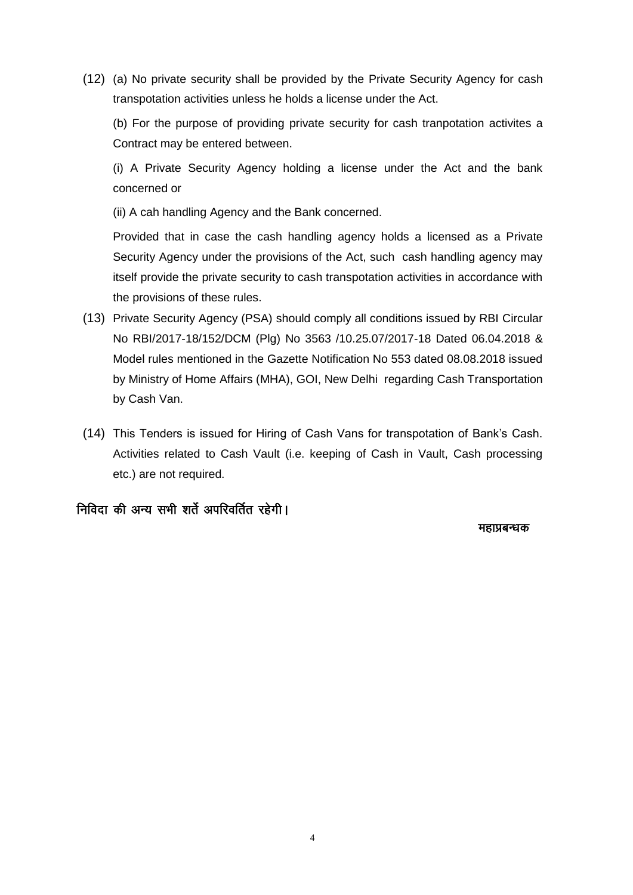(12) (a) No private security shall be provided by the Private Security Agency for cash transpotation activities unless he holds a license under the Act.

(b) For the purpose of providing private security for cash tranpotation activites a Contract may be entered between.

(i) A Private Security Agency holding a license under the Act and the bank concerned or

(ii) A cah handling Agency and the Bank concerned.

Provided that in case the cash handling agency holds a licensed as a Private Security Agency under the provisions of the Act, such cash handling agency may itself provide the private security to cash transpotation activities in accordance with the provisions of these rules.

(13) Private Security Agency (PSA) should comply all conditions issued by RBI Circular No RBI/2017-18/152/DCM (Plg) No 3563 /10.25.07/2017-18 Dated 06.04.2018 & Model rules mentioned in the Gazette Notification No 553 dated 08.08.2018 issued by Ministry of Home Affairs (MHA), GOI, New Delhi regarding Cash Transportation by Cash Van.

(14) This Tenders is issued for Hiring of Cash Vans for transpotation of Bank's Cash. Activities related to Cash Vault (i.e. keeping of Cash in Vault, Cash processing etc.) are not required.

निविदा की अन्य सभी शर्ते अपरिवर्तित रहेगी।

महाप्रबन्धक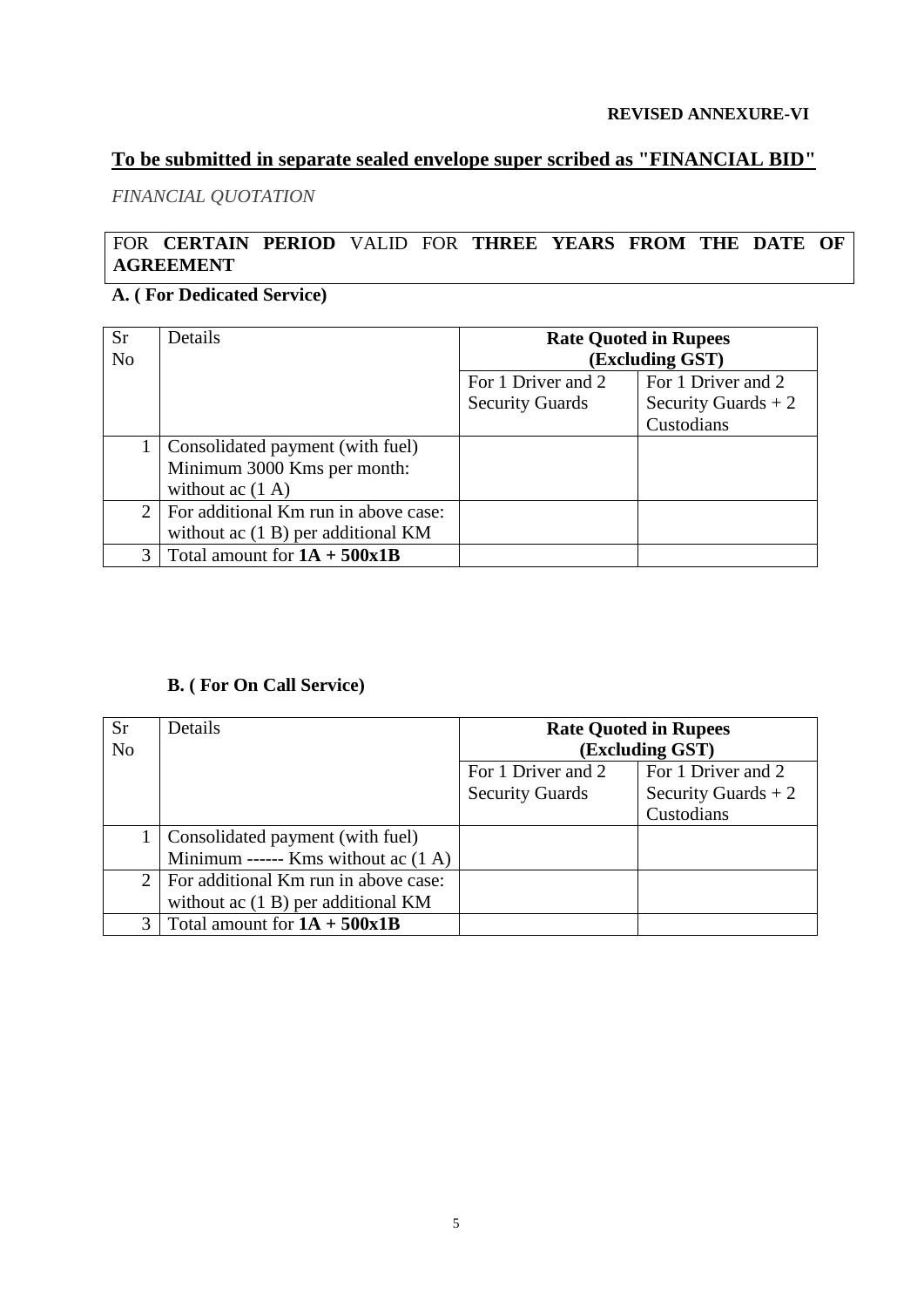**REVISED ANNEXURE-VI**

**To be submitted in separate sealed envelope super scribed as "FINANCIAL BID"**

*FINANCIAL QUOTATION*

FOR **CERTAIN PERIOD** VALID FOR **THREE YEARS FROM THE DATE OF AGREEMENT**

**A. ( For Dedicated Service)**

| Sr No | Details | **Rate Quoted in Rupees (Excluding GST)** | |
|---|---|---|---|
| | | For 1 Driver and 2 Security Guards | For 1 Driver and 2 Security Guards + 2 Custodians |
| 1 | Consolidated payment (with fuel) Minimum 3000 Kms per month: without ac (1 A) | | |
| 2 | For additional Km run in above case: without ac (1 B) per additional KM | | |
| 3 | Total amount for **1A + 500x1B** | | |

**B. ( For On Call Service)**

| Sr No | Details | **Rate Quoted in Rupees (Excluding GST)** | |
|---|---|---|---|
| | | For 1 Driver and 2 Security Guards | For 1 Driver and 2 Security Guards + 2 Custodians |
| 1 | Consolidated payment (with fuel) Minimum ------ Kms without ac (1 A) | | |
| 2 | For additional Km run in above case: without ac (1 B) per additional KM | | |
| 3 | Total amount for **1A + 500x1B** | | |